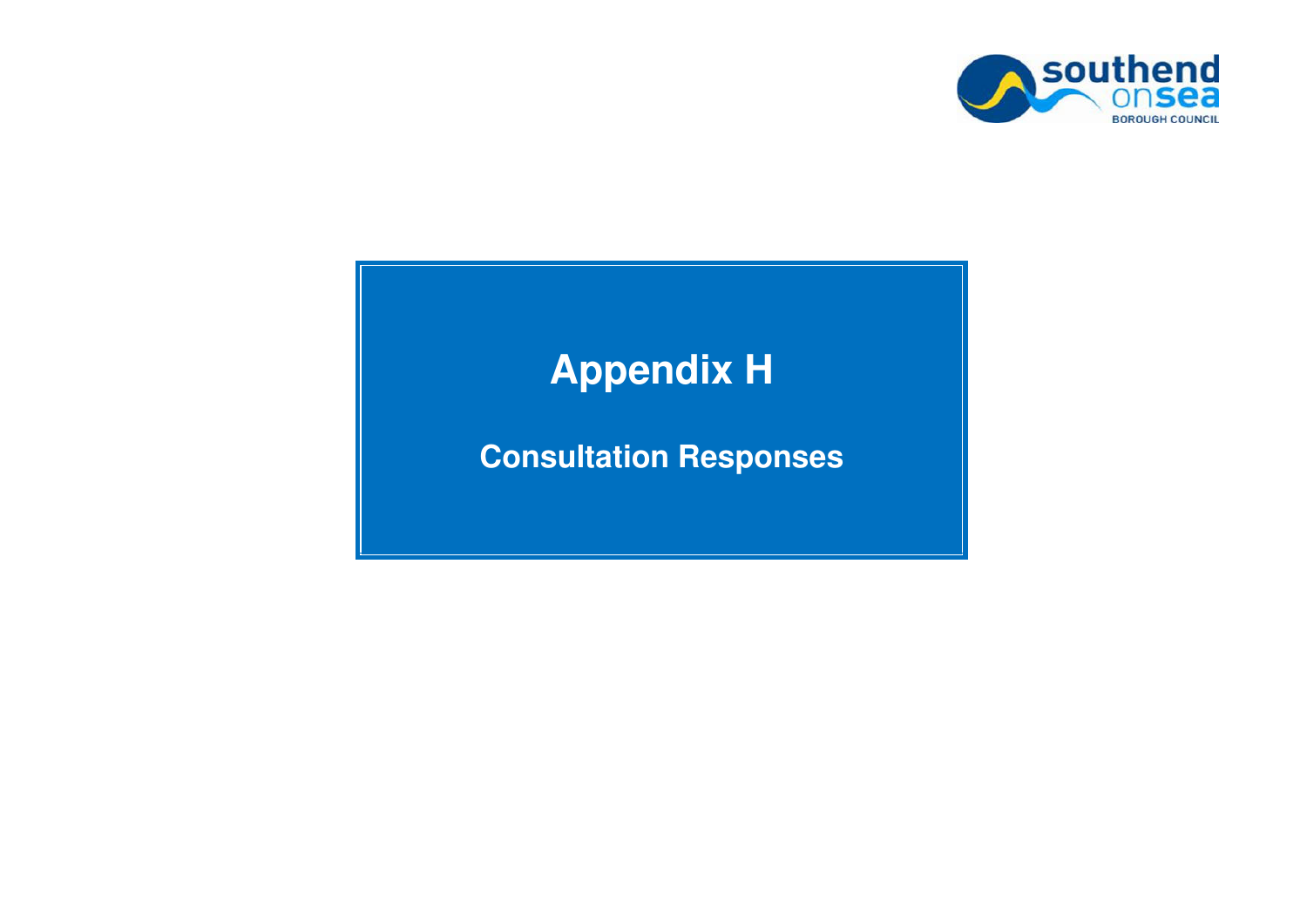# Appendix H

## Consultation Responses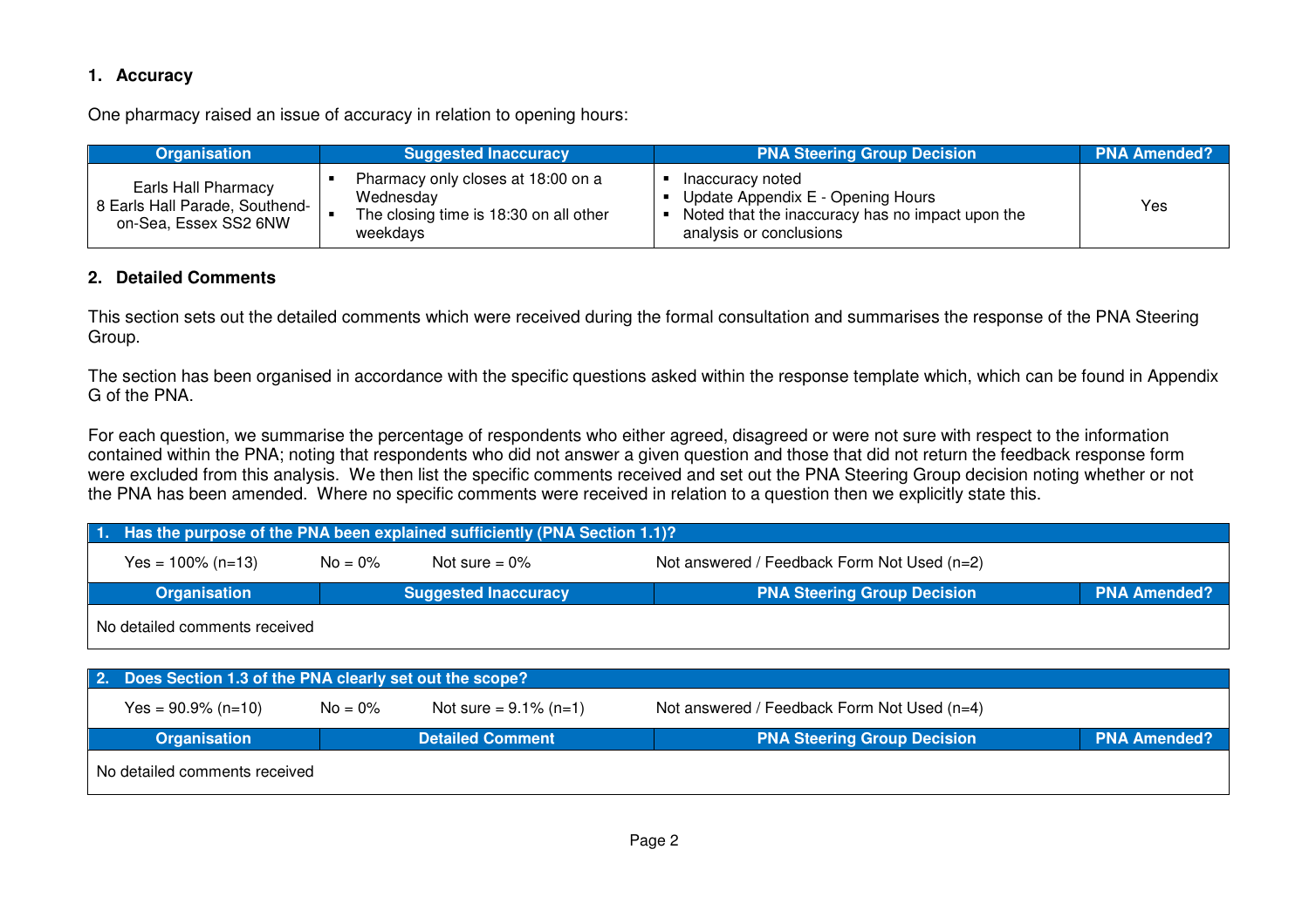## 1. Accuracy

One pharmacy raised an issue of accuracy in relation to opening hours:

| Organisation | Suggested Inaccuracy | PNA Steering Group Decision | PNA Amended? |
|---|---|---|---|
| Earls Hall Pharmacy<br>8 Earls Hall Parade, Southend-on-Sea, Essex SS2 6NW | ▪ Pharmacy only closes at 18:00 on a Wednesday<br>▪ The closing time is 18:30 on all other weekdays | ▪ Inaccuracy noted<br>▪ Update Appendix E - Opening Hours<br>▪ Noted that the inaccuracy has no impact upon the analysis or conclusions | Yes |

## 2. Detailed Comments

This section sets out the detailed comments which were received during the formal consultation and summarises the response of the PNA Steering Group.

The section has been organised in accordance with the specific questions asked within the response template which, which can be found in Appendix G of the PNA.

For each question, we summarise the percentage of respondents who either agreed, disagreed or were not sure with respect to the information contained within the PNA; noting that respondents who did not answer a given question and those that did not return the feedback response form were excluded from this analysis. We then list the specific comments received and set out the PNA Steering Group decision noting whether or not the PNA has been amended. Where no specific comments were received in relation to a question then we explicitly state this.

| 1. Has the purpose of the PNA been explained sufficiently (PNA Section 1.1)? | | | |
|---|---|---|---|
| Yes = 100% (n=13) | No = 0% | Not sure = 0% | Not answered / Feedback Form Not Used (n=2) |
| **Organisation** | **Suggested Inaccuracy** | **PNA Steering Group Decision** | **PNA Amended?** |
| No detailed comments received | | | |

| 2. Does Section 1.3 of the PNA clearly set out the scope? | | | |
|---|---|---|---|
| Yes = 90.9% (n=10) | No = 0% | Not sure = 9.1% (n=1) | Not answered / Feedback Form Not Used (n=4) |
| **Organisation** | **Detailed Comment** | **PNA Steering Group Decision** | **PNA Amended?** |
| No detailed comments received | | | |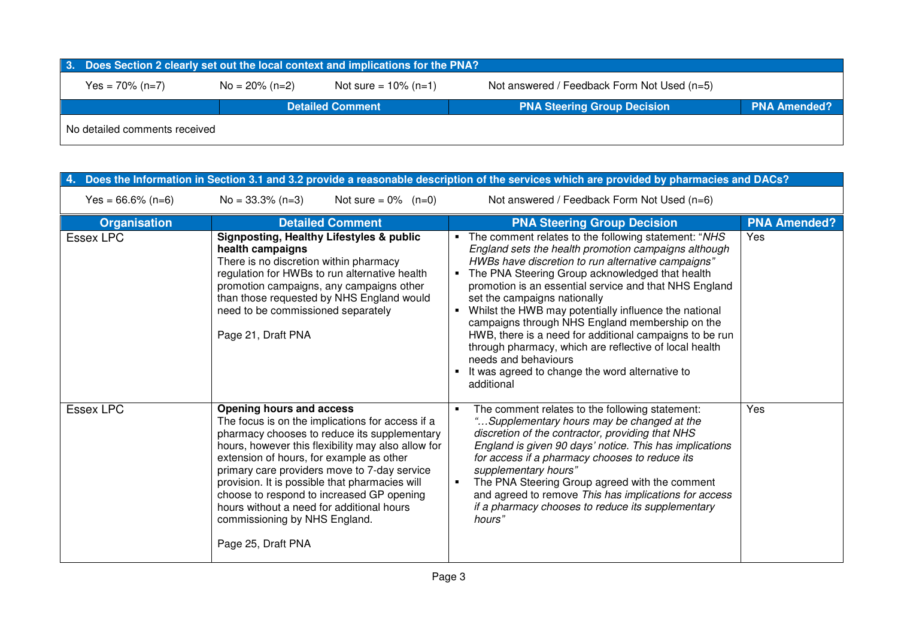**3. Does Section 2 clearly set out the local context and implications for the PNA?**

Yes = 70% (n=7) | No = 20% (n=2) | Not sure = 10% (n=1) | Not answered / Feedback Form Not Used (n=5)

| | Detailed Comment | PNA Steering Group Decision | PNA Amended? |
|---|---|---|---|
| No detailed comments received | | | |

**4. Does the Information in Section 3.1 and 3.2 provide a reasonable description of the services which are provided by pharmacies and DACs?**

Yes = 66.6% (n=6) | No = 33.3% (n=3) | Not sure = 0% (n=0) | Not answered / Feedback Form Not Used (n=6)

| Organisation | Detailed Comment | PNA Steering Group Decision | PNA Amended? |
|---|---|---|---|
| Essex LPC | **Signposting, Healthy Lifestyles & public health campaigns**<br>There is no discretion within pharmacy regulation for HWBs to run alternative health promotion campaigns, any campaigns other than those requested by NHS England would need to be commissioned separately<br><br>Page 21, Draft PNA | ▪ The comment relates to the following statement: "*NHS England sets the health promotion campaigns although HWBs have discretion to run alternative campaigns"*<br>▪ The PNA Steering Group acknowledged that health promotion is an essential service and that NHS England set the campaigns nationally<br>▪ Whilst the HWB may potentially influence the national campaigns through NHS England membership on the HWB, there is a need for additional campaigns to be run through pharmacy, which are reflective of local health needs and behaviours<br>▪ It was agreed to change the word alternative to additional | Yes |
| Essex LPC | **Opening hours and access**<br>The focus is on the implications for access if a pharmacy chooses to reduce its supplementary hours, however this flexibility may also allow for extension of hours, for example as other primary care providers move to 7-day service provision. It is possible that pharmacies will choose to respond to increased GP opening hours without a need for additional hours commissioning by NHS England.<br><br>Page 25, Draft PNA | ▪ The comment relates to the following statement: *"…Supplementary hours may be changed at the discretion of the contractor, providing that NHS England is given 90 days' notice. This has implications for access if a pharmacy chooses to reduce its supplementary hours"*<br>▪ The PNA Steering Group agreed with the comment and agreed to remove *This has implications for access if a pharmacy chooses to reduce its supplementary hours"* | Yes |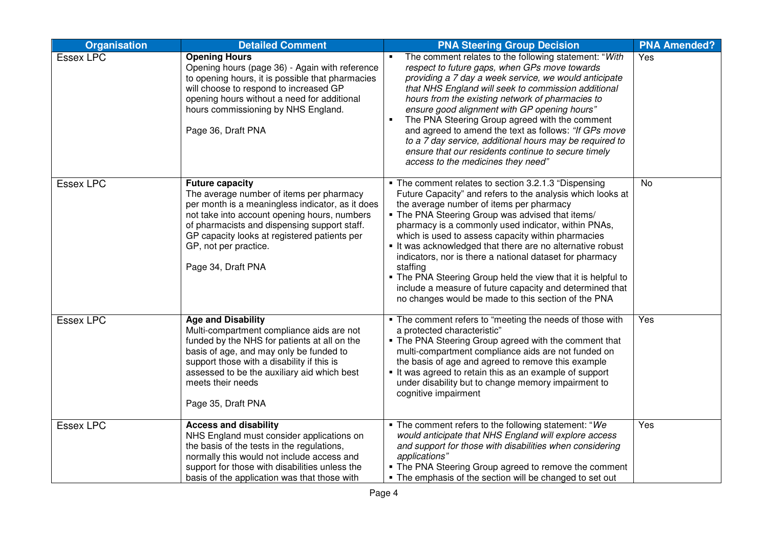| Organisation | Detailed Comment | PNA Steering Group Decision | PNA Amended? |
|---|---|---|---|
| Essex LPC | **Opening Hours**<br>Opening hours (page 36) - Again with reference to opening hours, it is possible that pharmacies will choose to respond to increased GP opening hours without a need for additional hours commissioning by NHS England.<br><br>Page 36, Draft PNA | ▪ The comment relates to the following statement: "*With respect to future gaps, when GPs move towards providing a 7 day a week service, we would anticipate that NHS England will seek to commission additional hours from the existing network of pharmacies to ensure good alignment with GP opening hours*"<br>▪ The PNA Steering Group agreed with the comment and agreed to amend the text as follows: *"If GPs move to a 7 day service, additional hours may be required to ensure that our residents continue to secure timely access to the medicines they need"* | Yes |
| Essex LPC | **Future capacity**<br>The average number of items per pharmacy per month is a meaningless indicator, as it does not take into account opening hours, numbers of pharmacists and dispensing support staff. GP capacity looks at registered patients per GP, not per practice.<br><br>Page 34, Draft PNA | ▪ The comment relates to section 3.2.1.3 "Dispensing Future Capacity" and refers to the analysis which looks at the average number of items per pharmacy<br>▪ The PNA Steering Group was advised that items/ pharmacy is a commonly used indicator, within PNAs, which is used to assess capacity within pharmacies<br>▪ It was acknowledged that there are no alternative robust indicators, nor is there a national dataset for pharmacy staffing<br>▪ The PNA Steering Group held the view that it is helpful to include a measure of future capacity and determined that no changes would be made to this section of the PNA | No |
| Essex LPC | **Age and Disability**<br>Multi-compartment compliance aids are not funded by the NHS for patients at all on the basis of age, and may only be funded to support those with a disability if this is assessed to be the auxiliary aid which best meets their needs<br><br>Page 35, Draft PNA | ▪ The comment refers to "meeting the needs of those with a protected characteristic"<br>▪ The PNA Steering Group agreed with the comment that multi-compartment compliance aids are not funded on the basis of age and agreed to remove this example<br>▪ It was agreed to retain this as an example of support under disability but to change memory impairment to cognitive impairment | Yes |
| Essex LPC | **Access and disability**<br>NHS England must consider applications on the basis of the tests in the regulations, normally this would not include access and support for those with disabilities unless the basis of the application was that those with | ▪ The comment refers to the following statement: "*We would anticipate that NHS England will explore access and support for those with disabilities when considering applications*"<br>▪ The PNA Steering Group agreed to remove the comment<br>▪ The emphasis of the section will be changed to set out | Yes |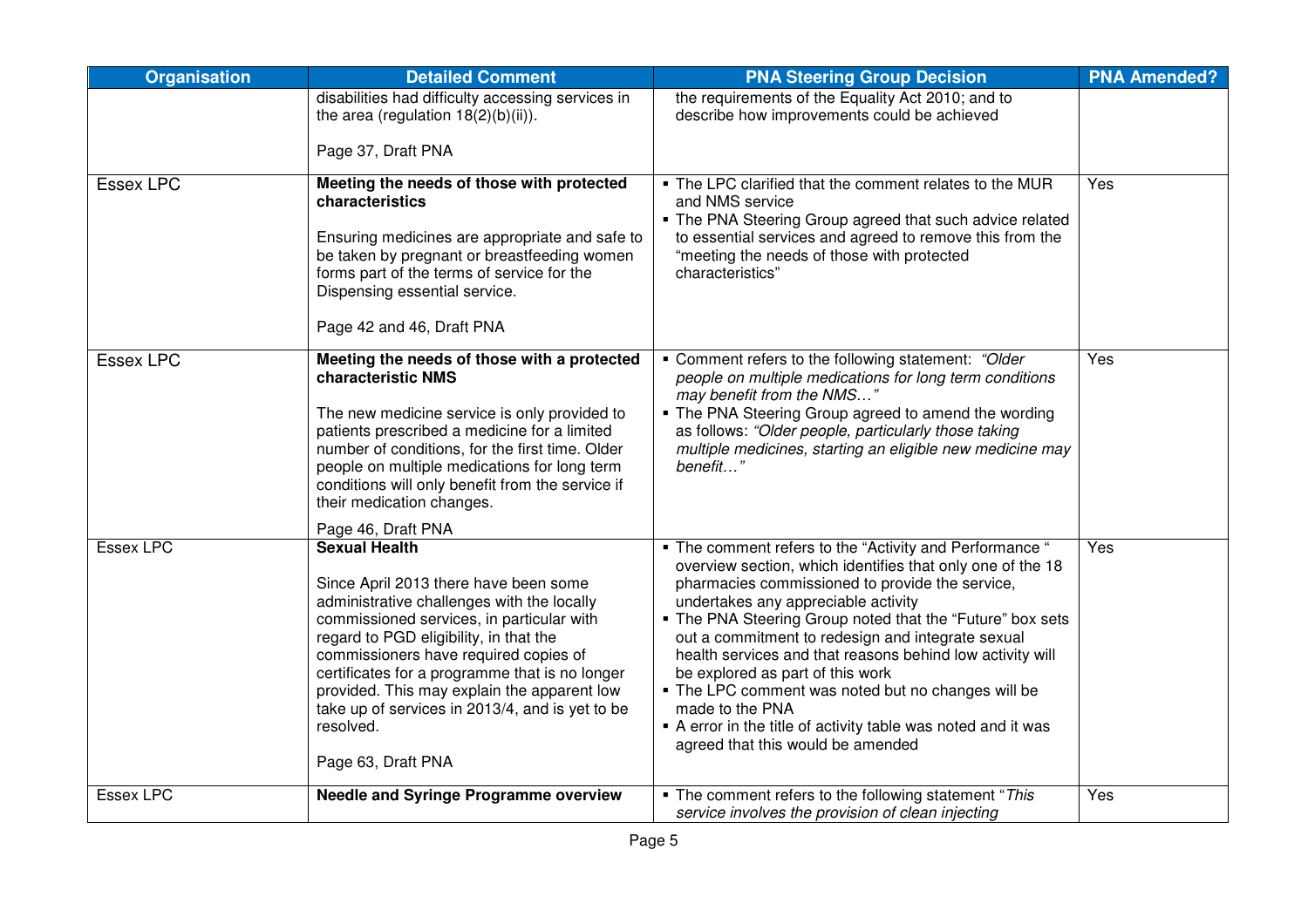| Organisation | Detailed Comment | PNA Steering Group Decision | PNA Amended? |
|---|---|---|---|
| | disabilities had difficulty accessing services in the area (regulation 18(2)(b)(ii)).<br><br>Page 37, Draft PNA | the requirements of the Equality Act 2010; and to describe how improvements could be achieved | |
| Essex LPC | **Meeting the needs of those with protected characteristics**<br><br>Ensuring medicines are appropriate and safe to be taken by pregnant or breastfeeding women forms part of the terms of service for the Dispensing essential service.<br><br>Page 42 and 46, Draft PNA | ▪ The LPC clarified that the comment relates to the MUR and NMS service<br>▪ The PNA Steering Group agreed that such advice related to essential services and agreed to remove this from the "meeting the needs of those with protected characteristics" | Yes |
| Essex LPC | **Meeting the needs of those with a protected characteristic NMS**<br><br>The new medicine service is only provided to patients prescribed a medicine for a limited number of conditions, for the first time. Older people on multiple medications for long term conditions will only benefit from the service if their medication changes.<br><br>Page 46, Draft PNA | ▪ Comment refers to the following statement: *"Older people on multiple medications for long term conditions may benefit from the NMS…"*<br>▪ The PNA Steering Group agreed to amend the wording as follows: *"Older people, particularly those taking multiple medicines, starting an eligible new medicine may benefit…"* | Yes |
| Essex LPC | **Sexual Health**<br><br>Since April 2013 there have been some administrative challenges with the locally commissioned services, in particular with regard to PGD eligibility, in that the commissioners have required copies of certificates for a programme that is no longer provided. This may explain the apparent low take up of services in 2013/4, and is yet to be resolved.<br><br>Page 63, Draft PNA | ▪ The comment refers to the "Activity and Performance " overview section, which identifies that only one of the 18 pharmacies commissioned to provide the service, undertakes any appreciable activity<br>▪ The PNA Steering Group noted that the "Future" box sets out a commitment to redesign and integrate sexual health services and that reasons behind low activity will be explored as part of this work<br>▪ The LPC comment was noted but no changes will be made to the PNA<br>▪ A error in the title of activity table was noted and it was agreed that this would be amended | Yes |
| Essex LPC | **Needle and Syringe Programme overview** | ▪ The comment refers to the following statement "*This service involves the provision of clean injecting* | Yes |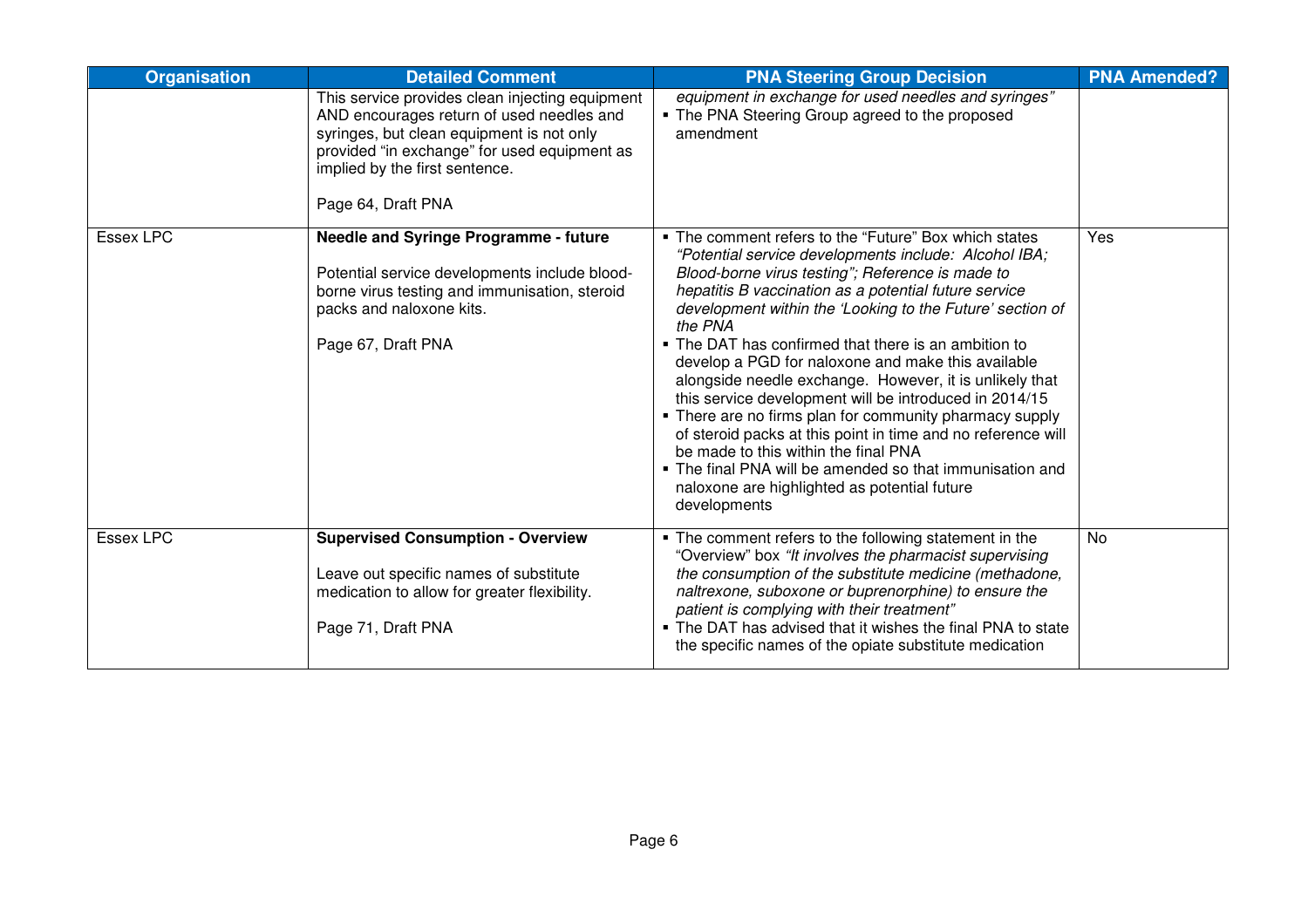| Organisation | Detailed Comment | PNA Steering Group Decision | PNA Amended? |
|---|---|---|---|
| | This service provides clean injecting equipment AND encourages return of used needles and syringes, but clean equipment is not only provided "in exchange" for used equipment as implied by the first sentence.<br><br>Page 64, Draft PNA | *equipment in exchange for used needles and syringes"*<br>▪ The PNA Steering Group agreed to the proposed amendment | |
| Essex LPC | **Needle and Syringe Programme - future**<br><br>Potential service developments include blood-borne virus testing and immunisation, steroid packs and naloxone kits.<br><br>Page 67, Draft PNA | ▪ The comment refers to the "Future" Box which states *"Potential service developments include: Alcohol IBA; Blood-borne virus testing"; Reference is made to hepatitis B vaccination as a potential future service development within the 'Looking to the Future' section of the PNA*<br>▪ The DAT has confirmed that there is an ambition to develop a PGD for naloxone and make this available alongside needle exchange. However, it is unlikely that this service development will be introduced in 2014/15<br>▪ There are no firms plan for community pharmacy supply of steroid packs at this point in time and no reference will be made to this within the final PNA<br>▪ The final PNA will be amended so that immunisation and naloxone are highlighted as potential future developments | Yes |
| Essex LPC | **Supervised Consumption - Overview**<br><br>Leave out specific names of substitute medication to allow for greater flexibility.<br><br>Page 71, Draft PNA | ▪ The comment refers to the following statement in the "Overview" box *"It involves the pharmacist supervising the consumption of the substitute medicine (methadone, naltrexone, suboxone or buprenorphine) to ensure the patient is complying with their treatment"*<br>▪ The DAT has advised that it wishes the final PNA to state the specific names of the opiate substitute medication | No |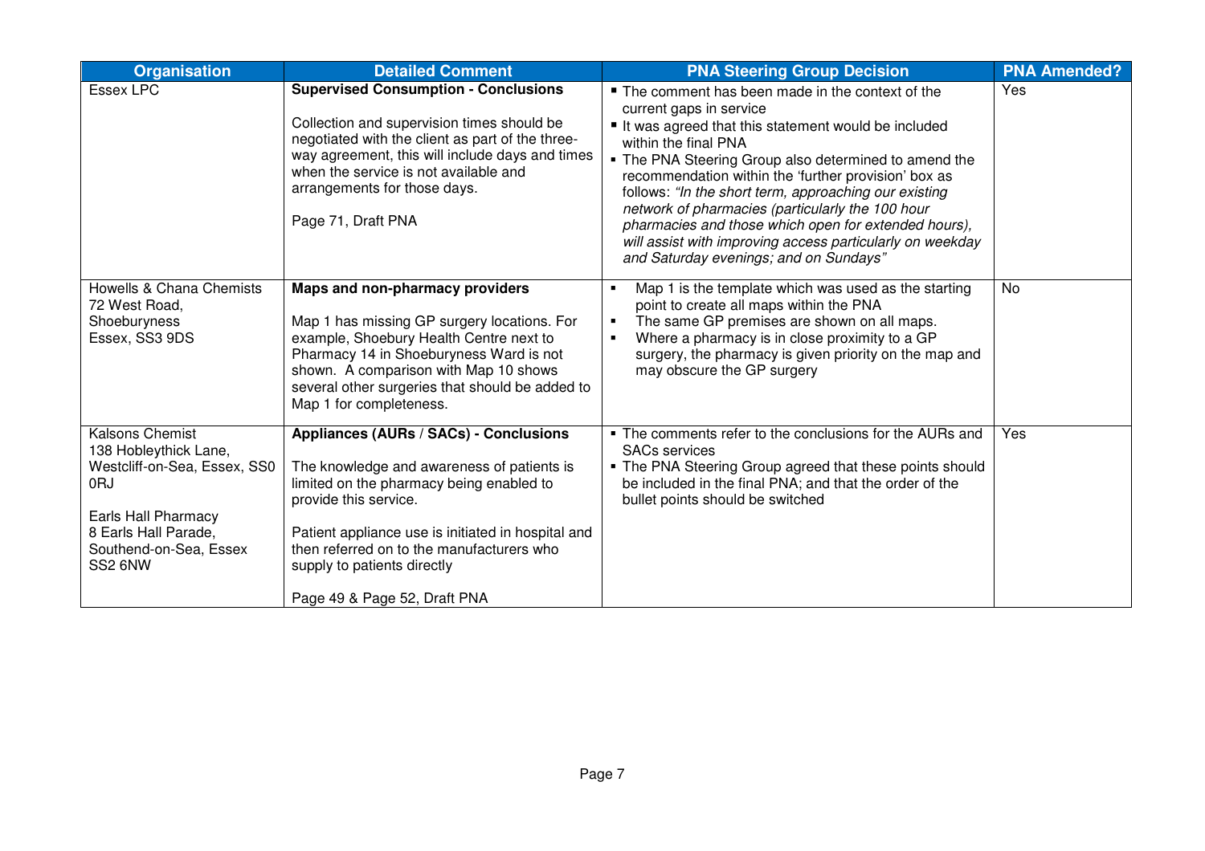| Organisation | Detailed Comment | PNA Steering Group Decision | PNA Amended? |
| --- | --- | --- | --- |
| Essex LPC | **Supervised Consumption - Conclusions**<br><br>Collection and supervision times should be negotiated with the client as part of the three-way agreement, this will include days and times when the service is not available and arrangements for those days.<br><br>Page 71, Draft PNA | ▪ The comment has been made in the context of the current gaps in service<br>▪ It was agreed that this statement would be included within the final PNA<br>▪ The PNA Steering Group also determined to amend the recommendation within the 'further provision' box as follows: *"In the short term, approaching our existing network of pharmacies (particularly the 100 hour pharmacies and those which open for extended hours), will assist with improving access particularly on weekday and Saturday evenings; and on Sundays"* | Yes |
| Howells & Chana Chemists<br>72 West Road,<br>Shoeburyness<br>Essex, SS3 9DS | **Maps and non-pharmacy providers**<br><br>Map 1 has missing GP surgery locations. For example, Shoebury Health Centre next to Pharmacy 14 in Shoeburyness Ward is not shown. A comparison with Map 10 shows several other surgeries that should be added to Map 1 for completeness. | ▪ Map 1 is the template which was used as the starting point to create all maps within the PNA<br>▪ The same GP premises are shown on all maps.<br>▪ Where a pharmacy is in close proximity to a GP surgery, the pharmacy is given priority on the map and may obscure the GP surgery | No |
| Kalsons Chemist<br>138 Hobleythick Lane,<br>Westcliff-on-Sea, Essex, SS0 0RJ<br><br>Earls Hall Pharmacy<br>8 Earls Hall Parade,<br>Southend-on-Sea, Essex<br>SS2 6NW | **Appliances (AURs / SACs) - Conclusions**<br><br>The knowledge and awareness of patients is limited on the pharmacy being enabled to provide this service.<br><br>Patient appliance use is initiated in hospital and then referred on to the manufacturers who supply to patients directly<br><br>Page 49 & Page 52, Draft PNA | ▪ The comments refer to the conclusions for the AURs and SACs services<br>▪ The PNA Steering Group agreed that these points should be included in the final PNA; and that the order of the bullet points should be switched | Yes |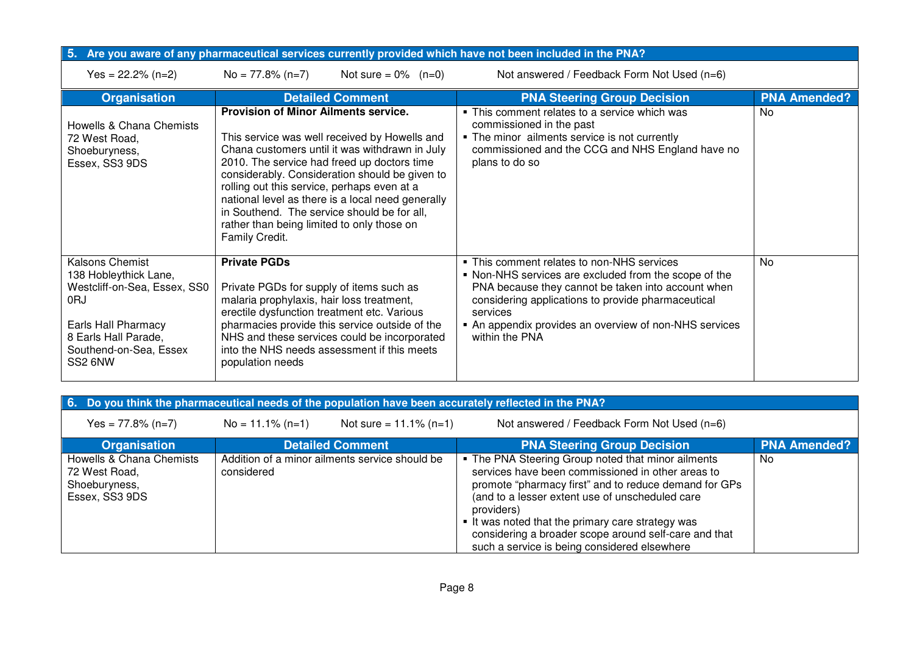**5. Are you aware of any pharmaceutical services currently provided which have not been included in the PNA?**

Yes = 22.2% (n=2) No = 77.8% (n=7) Not sure = 0% (n=0) Not answered / Feedback Form Not Used (n=6)

| Organisation | Detailed Comment | PNA Steering Group Decision | PNA Amended? |
|---|---|---|---|
| Howells & Chana Chemists<br>72 West Road,<br>Shoeburyness,<br>Essex, SS3 9DS | **Provision of Minor Ailments service.**<br><br>This service was well received by Howells and Chana customers until it was withdrawn in July 2010. The service had freed up doctors time considerably. Consideration should be given to rolling out this service, perhaps even at a national level as there is a local need generally in Southend. The service should be for all, rather than being limited to only those on Family Credit. | ▪ This comment relates to a service which was commissioned in the past<br>▪ The minor ailments service is not currently commissioned and the CCG and NHS England have no plans to do so | No |
| Kalsons Chemist<br>138 Hobleythick Lane,<br>Westcliff-on-Sea, Essex, SS0 0RJ<br><br>Earls Hall Pharmacy<br>8 Earls Hall Parade,<br>Southend-on-Sea, Essex<br>SS2 6NW | **Private PGDs**<br><br>Private PGDs for supply of items such as malaria prophylaxis, hair loss treatment, erectile dysfunction treatment etc. Various pharmacies provide this service outside of the NHS and these services could be incorporated into the NHS needs assessment if this meets population needs | ▪ This comment relates to non-NHS services<br>▪ Non-NHS services are excluded from the scope of the PNA because they cannot be taken into account when considering applications to provide pharmaceutical services<br>▪ An appendix provides an overview of non-NHS services within the PNA | No |

**6. Do you think the pharmaceutical needs of the population have been accurately reflected in the PNA?**

Yes = 77.8% (n=7) No = 11.1% (n=1) Not sure = 11.1% (n=1) Not answered / Feedback Form Not Used (n=6)

| Organisation | Detailed Comment | PNA Steering Group Decision | PNA Amended? |
|---|---|---|---|
| Howells & Chana Chemists<br>72 West Road,<br>Shoeburyness,<br>Essex, SS3 9DS | Addition of a minor ailments service should be considered | ▪ The PNA Steering Group noted that minor ailments services have been commissioned in other areas to promote "pharmacy first" and to reduce demand for GPs (and to a lesser extent use of unscheduled care providers)<br>▪ It was noted that the primary care strategy was considering a broader scope around self-care and that such a service is being considered elsewhere | No |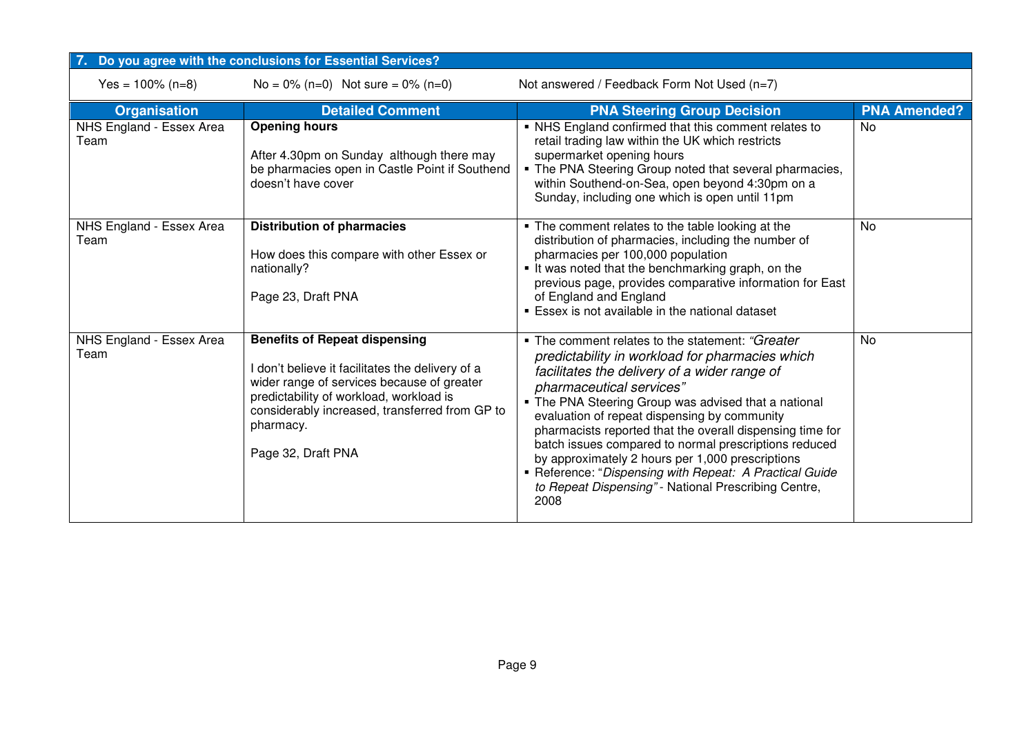## 7. Do you agree with the conclusions for Essential Services?

Yes = 100% (n=8) No = 0% (n=0) Not sure = 0% (n=0) Not answered / Feedback Form Not Used (n=7)

| Organisation | Detailed Comment | PNA Steering Group Decision | PNA Amended? |
|---|---|---|---|
| NHS England - Essex Area Team | **Opening hours**<br><br>After 4.30pm on Sunday although there may be pharmacies open in Castle Point if Southend doesn't have cover | ▪ NHS England confirmed that this comment relates to retail trading law within the UK which restricts supermarket opening hours<br>▪ The PNA Steering Group noted that several pharmacies, within Southend-on-Sea, open beyond 4:30pm on a Sunday, including one which is open until 11pm | No |
| NHS England - Essex Area Team | **Distribution of pharmacies**<br><br>How does this compare with other Essex or nationally?<br><br>Page 23, Draft PNA | ▪ The comment relates to the table looking at the distribution of pharmacies, including the number of pharmacies per 100,000 population<br>▪ It was noted that the benchmarking graph, on the previous page, provides comparative information for East of England and England<br>▪ Essex is not available in the national dataset | No |
| NHS England - Essex Area Team | **Benefits of Repeat dispensing**<br><br>I don't believe it facilitates the delivery of a wider range of services because of greater predictability of workload, workload is considerably increased, transferred from GP to pharmacy.<br><br>Page 32, Draft PNA | ▪ The comment relates to the statement: *"Greater predictability in workload for pharmacies which facilitates the delivery of a wider range of pharmaceutical services"*<br>▪ The PNA Steering Group was advised that a national evaluation of repeat dispensing by community pharmacists reported that the overall dispensing time for batch issues compared to normal prescriptions reduced by approximately 2 hours per 1,000 prescriptions<br>▪ Reference: "*Dispensing with Repeat: A Practical Guide to Repeat Dispensing"* - National Prescribing Centre, 2008 | No |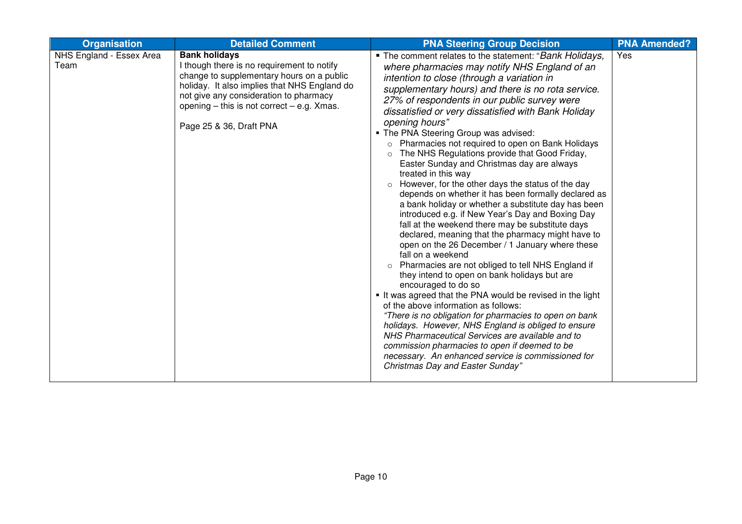| Organisation | Detailed Comment | PNA Steering Group Decision | PNA Amended? |
|---|---|---|---|
| NHS England - Essex Area Team | **Bank holidays**<br>I though there is no requirement to notify change to supplementary hours on a public holiday. It also implies that NHS England do not give any consideration to pharmacy opening – this is not correct – e.g. Xmas.<br><br>Page 25 & 36, Draft PNA | ▪ The comment relates to the statement: "*Bank Holidays, where pharmacies may notify NHS England of an intention to close (through a variation in supplementary hours) and there is no rota service. 27% of respondents in our public survey were dissatisfied or very dissatisfied with Bank Holiday opening hours*"<br>▪ The PNA Steering Group was advised:<br>○ Pharmacies not required to open on Bank Holidays<br>○ The NHS Regulations provide that Good Friday, Easter Sunday and Christmas day are always treated in this way<br>○ However, for the other days the status of the day depends on whether it has been formally declared as a bank holiday or whether a substitute day has been introduced e.g. if New Year's Day and Boxing Day fall at the weekend there may be substitute days declared, meaning that the pharmacy might have to open on the 26 December / 1 January where these fall on a weekend<br>○ Pharmacies are not obliged to tell NHS England if they intend to open on bank holidays but are encouraged to do so<br>▪ It was agreed that the PNA would be revised in the light of the above information as follows:<br>*"There is no obligation for pharmacies to open on bank holidays. However, NHS England is obliged to ensure NHS Pharmaceutical Services are available and to commission pharmacies to open if deemed to be necessary. An enhanced service is commissioned for Christmas Day and Easter Sunday"* | Yes |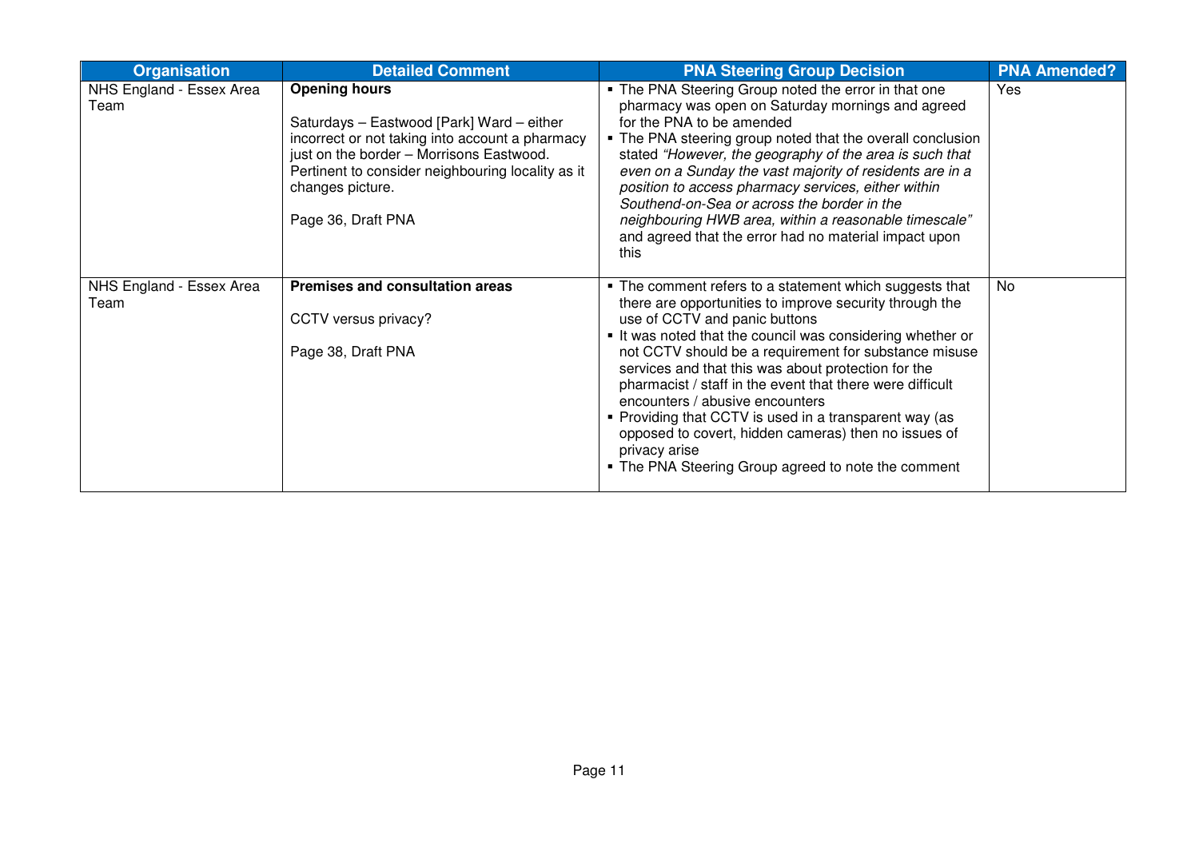| Organisation | Detailed Comment | PNA Steering Group Decision | PNA Amended? |
|---|---|---|---|
| NHS England - Essex Area Team | **Opening hours**<br><br>Saturdays – Eastwood [Park] Ward – either incorrect or not taking into account a pharmacy just on the border – Morrisons Eastwood. Pertinent to consider neighbouring locality as it changes picture.<br><br>Page 36, Draft PNA | ▪ The PNA Steering Group noted the error in that one pharmacy was open on Saturday mornings and agreed for the PNA to be amended<br>▪ The PNA steering group noted that the overall conclusion stated *"However, the geography of the area is such that even on a Sunday the vast majority of residents are in a position to access pharmacy services, either within Southend-on-Sea or across the border in the neighbouring HWB area, within a reasonable timescale"* and agreed that the error had no material impact upon this | Yes |
| NHS England - Essex Area Team | **Premises and consultation areas**<br><br>CCTV versus privacy?<br><br>Page 38, Draft PNA | ▪ The comment refers to a statement which suggests that there are opportunities to improve security through the use of CCTV and panic buttons<br>▪ It was noted that the council was considering whether or not CCTV should be a requirement for substance misuse services and that this was about protection for the pharmacist / staff in the event that there were difficult encounters / abusive encounters<br>▪ Providing that CCTV is used in a transparent way (as opposed to covert, hidden cameras) then no issues of privacy arise<br>▪ The PNA Steering Group agreed to note the comment | No |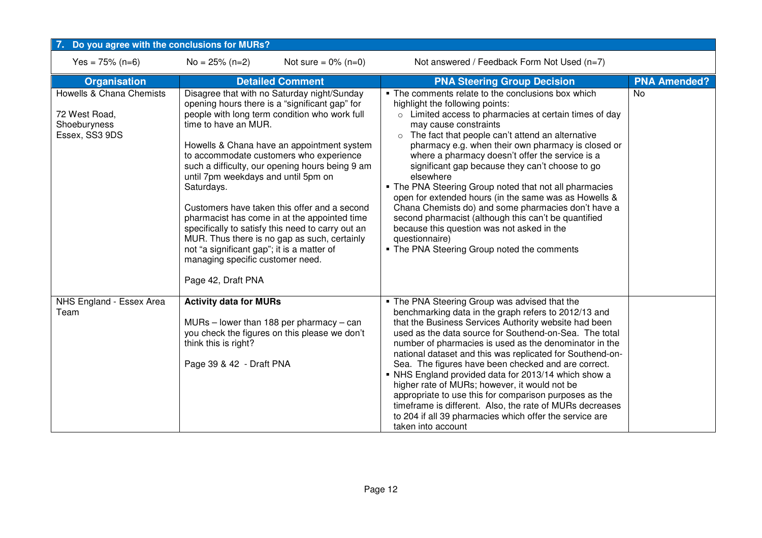## 7. Do you agree with the conclusions for MURs?

Yes = 75% (n=6) | No = 25% (n=2) | Not sure = 0% (n=0) | Not answered / Feedback Form Not Used (n=7)

| Organisation | Detailed Comment | PNA Steering Group Decision | PNA Amended? |
|---|---|---|---|
| Howells & Chana Chemists<br><br>72 West Road,<br>Shoeburyness<br>Essex, SS3 9DS | Disagree that with no Saturday night/Sunday opening hours there is a "significant gap" for people with long term condition who work full time to have an MUR.<br><br>Howells & Chana have an appointment system to accommodate customers who experience such a difficulty, our opening hours being 9 am until 7pm weekdays and until 5pm on Saturdays.<br><br>Customers have taken this offer and a second pharmacist has come in at the appointed time specifically to satisfy this need to carry out an MUR. Thus there is no gap as such, certainly not "a significant gap"; it is a matter of managing specific customer need.<br><br>Page 42, Draft PNA | ▪ The comments relate to the conclusions box which highlight the following points:<br>○ Limited access to pharmacies at certain times of day may cause constraints<br>○ The fact that people can't attend an alternative pharmacy e.g. when their own pharmacy is closed or where a pharmacy doesn't offer the service is a significant gap because they can't choose to go elsewhere<br>▪ The PNA Steering Group noted that not all pharmacies open for extended hours (in the same was as Howells & Chana Chemists do) and some pharmacies don't have a second pharmacist (although this can't be quantified because this question was not asked in the questionnaire)<br>▪ The PNA Steering Group noted the comments | No |
| NHS England - Essex Area Team | **Activity data for MURs**<br><br>MURs – lower than 188 per pharmacy – can you check the figures on this please we don't think this is right?<br><br>Page 39 & 42 - Draft PNA | ▪ The PNA Steering Group was advised that the benchmarking data in the graph refers to 2012/13 and that the Business Services Authority website had been used as the data source for Southend-on-Sea. The total number of pharmacies is used as the denominator in the national dataset and this was replicated for Southend-on-Sea. The figures have been checked and are correct.<br>▪ NHS England provided data for 2013/14 which show a higher rate of MURs; however, it would not be appropriate to use this for comparison purposes as the timeframe is different. Also, the rate of MURs decreases to 204 if all 39 pharmacies which offer the service are taken into account | |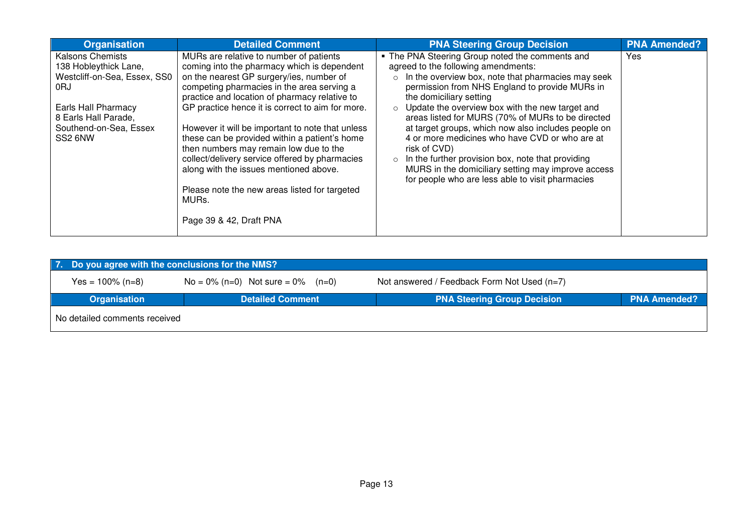| Organisation | Detailed Comment | PNA Steering Group Decision | PNA Amended? |
|---|---|---|---|
| Kalsons Chemists<br>138 Hobleythick Lane, Westcliff-on-Sea, Essex, SS0 0RJ<br><br>Earls Hall Pharmacy<br>8 Earls Hall Parade, Southend-on-Sea, Essex SS2 6NW | MURs are relative to number of patients coming into the pharmacy which is dependent on the nearest GP surgery/ies, number of competing pharmacies in the area serving a practice and location of pharmacy relative to GP practice hence it is correct to aim for more.<br><br>However it will be important to note that unless these can be provided within a patient's home then numbers may remain low due to the collect/delivery service offered by pharmacies along with the issues mentioned above.<br><br>Please note the new areas listed for targeted MURs.<br><br>Page 39 & 42, Draft PNA | ▪ The PNA Steering Group noted the comments and agreed to the following amendments:<br>○ In the overview box, note that pharmacies may seek permission from NHS England to provide MURs in the domiciliary setting<br>○ Update the overview box with the new target and areas listed for MURS (70% of MURs to be directed at target groups, which now also includes people on 4 or more medicines who have CVD or who are at risk of CVD)<br>○ In the further provision box, note that providing MURS in the domiciliary setting may improve access for people who are less able to visit pharmacies | Yes |

## 7. Do you agree with the conclusions for the NMS?

Yes = 100% (n=8) No = 0% (n=0) Not sure = 0% (n=0) Not answered / Feedback Form Not Used (n=7)

| Organisation | Detailed Comment | PNA Steering Group Decision | PNA Amended? |
|---|---|---|---|
| No detailed comments received | | | |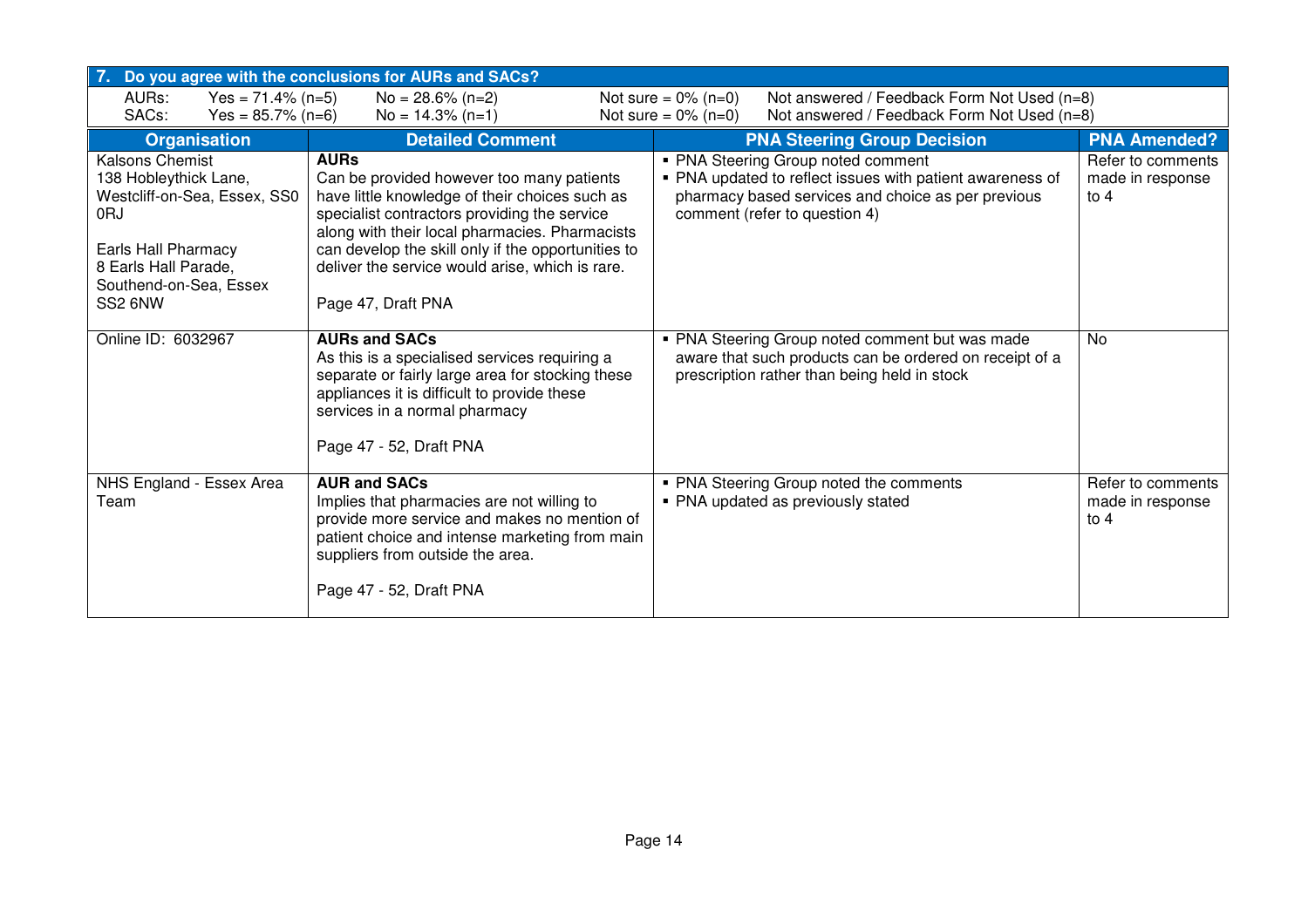## 7. Do you agree with the conclusions for AURs and SACs?

| | Yes | No | Not sure | Not answered / Feedback Form Not Used |
|---|---|---|---|---|
| AURs: | Yes = 71.4% (n=5) | No = 28.6% (n=2) | Not sure = 0% (n=0) | Not answered / Feedback Form Not Used (n=8) |
| SACs: | Yes = 85.7% (n=6) | No = 14.3% (n=1) | Not sure = 0% (n=0) | Not answered / Feedback Form Not Used (n=8) |

| Organisation | Detailed Comment | PNA Steering Group Decision | PNA Amended? |
|---|---|---|---|
| Kalsons Chemist<br>138 Hobleythick Lane,<br>Westcliff-on-Sea, Essex, SS0 0RJ<br><br>Earls Hall Pharmacy<br>8 Earls Hall Parade,<br>Southend-on-Sea, Essex<br>SS2 6NW | **AURs**<br>Can be provided however too many patients have little knowledge of their choices such as specialist contractors providing the service along with their local pharmacies. Pharmacists can develop the skill only if the opportunities to deliver the service would arise, which is rare.<br><br>Page 47, Draft PNA | ▪ PNA Steering Group noted comment<br>▪ PNA updated to reflect issues with patient awareness of pharmacy based services and choice as per previous comment (refer to question 4) | Refer to comments made in response to 4 |
| Online ID: 6032967 | **AURs and SACs**<br>As this is a specialised services requiring a separate or fairly large area for stocking these appliances it is difficult to provide these services in a normal pharmacy<br><br>Page 47 - 52, Draft PNA | ▪ PNA Steering Group noted comment but was made aware that such products can be ordered on receipt of a prescription rather than being held in stock | No |
| NHS England - Essex Area Team | **AUR and SACs**<br>Implies that pharmacies are not willing to provide more service and makes no mention of patient choice and intense marketing from main suppliers from outside the area.<br><br>Page 47 - 52, Draft PNA | ▪ PNA Steering Group noted the comments<br>▪ PNA updated as previously stated | Refer to comments made in response to 4 |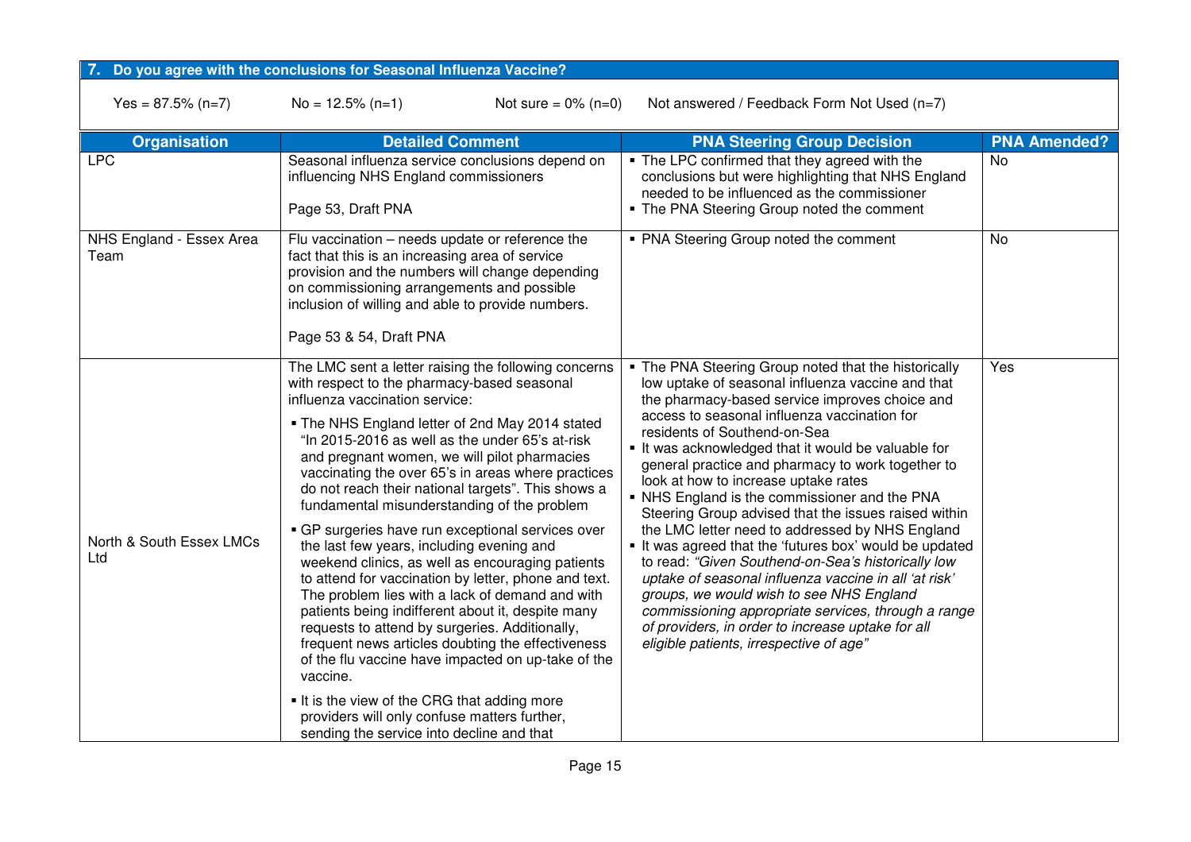## 7. Do you agree with the conclusions for Seasonal Influenza Vaccine?

Yes = 87.5% (n=7) No = 12.5% (n=1) Not sure = 0% (n=0) Not answered / Feedback Form Not Used (n=7)

| Organisation | Detailed Comment | PNA Steering Group Decision | PNA Amended? |
|---|---|---|---|
| LPC | Seasonal influenza service conclusions depend on influencing NHS England commissioners<br><br>Page 53, Draft PNA | ▪ The LPC confirmed that they agreed with the conclusions but were highlighting that NHS England needed to be influenced as the commissioner<br>▪ The PNA Steering Group noted the comment | No |
| NHS England - Essex Area Team | Flu vaccination – needs update or reference the fact that this is an increasing area of service provision and the numbers will change depending on commissioning arrangements and possible inclusion of willing and able to provide numbers.<br><br>Page 53 & 54, Draft PNA | ▪ PNA Steering Group noted the comment | No |
| North & South Essex LMCs Ltd | The LMC sent a letter raising the following concerns with respect to the pharmacy-based seasonal influenza vaccination service:<br>▪ The NHS England letter of 2nd May 2014 stated "In 2015-2016 as well as the under 65's at-risk and pregnant women, we will pilot pharmacies vaccinating the over 65's in areas where practices do not reach their national targets". This shows a fundamental misunderstanding of the problem<br>▪ GP surgeries have run exceptional services over the last few years, including evening and weekend clinics, as well as encouraging patients to attend for vaccination by letter, phone and text. The problem lies with a lack of demand and with patients being indifferent about it, despite many requests to attend by surgeries. Additionally, frequent news articles doubting the effectiveness of the flu vaccine have impacted on up-take of the vaccine.<br>▪ It is the view of the CRG that adding more providers will only confuse matters further, sending the service into decline and that | ▪ The PNA Steering Group noted that the historically low uptake of seasonal influenza vaccine and that the pharmacy-based service improves choice and access to seasonal influenza vaccination for residents of Southend-on-Sea<br>▪ It was acknowledged that it would be valuable for general practice and pharmacy to work together to look at how to increase uptake rates<br>▪ NHS England is the commissioner and the PNA Steering Group advised that the issues raised within the LMC letter need to addressed by NHS England<br>▪ It was agreed that the 'futures box' would be updated to read: *"Given Southend-on-Sea's historically low uptake of seasonal influenza vaccine in all 'at risk' groups, we would wish to see NHS England commissioning appropriate services, through a range of providers, in order to increase uptake for all eligible patients, irrespective of age"* | Yes |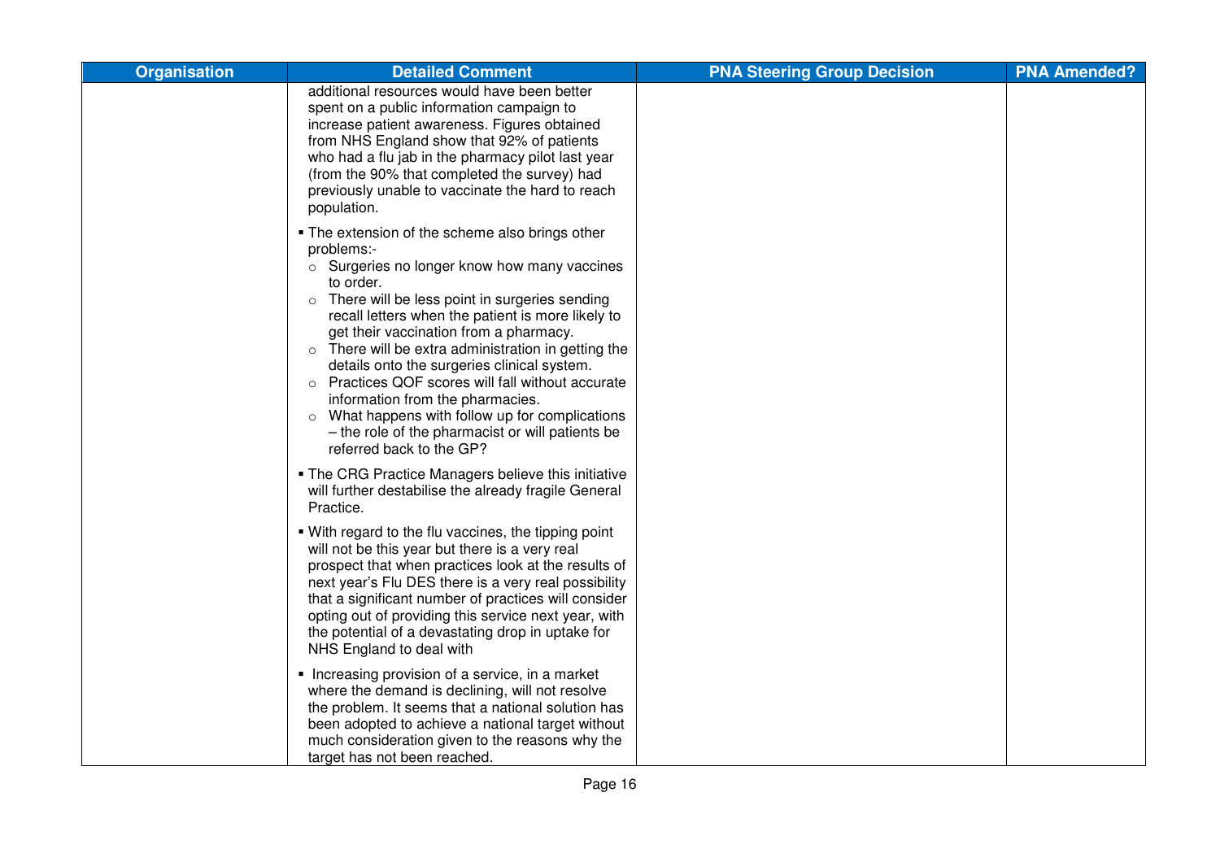| Organisation | Detailed Comment | PNA Steering Group Decision | PNA Amended? |
|---|---|---|---|
| | additional resources would have been better spent on a public information campaign to increase patient awareness. Figures obtained from NHS England show that 92% of patients who had a flu jab in the pharmacy pilot last year (from the 90% that completed the survey) had previously unable to vaccinate the hard to reach population.<br><br>▪ The extension of the scheme also brings other problems:-<br>○ Surgeries no longer know how many vaccines to order.<br>○ There will be less point in surgeries sending recall letters when the patient is more likely to get their vaccination from a pharmacy.<br>○ There will be extra administration in getting the details onto the surgeries clinical system.<br>○ Practices QOF scores will fall without accurate information from the pharmacies.<br>○ What happens with follow up for complications – the role of the pharmacist or will patients be referred back to the GP?<br><br>▪ The CRG Practice Managers believe this initiative will further destabilise the already fragile General Practice.<br><br>▪ With regard to the flu vaccines, the tipping point will not be this year but there is a very real prospect that when practices look at the results of next year's Flu DES there is a very real possibility that a significant number of practices will consider opting out of providing this service next year, with the potential of a devastating drop in uptake for NHS England to deal with<br><br>▪ Increasing provision of a service, in a market where the demand is declining, will not resolve the problem. It seems that a national solution has been adopted to achieve a national target without much consideration given to the reasons why the target has not been reached. | | |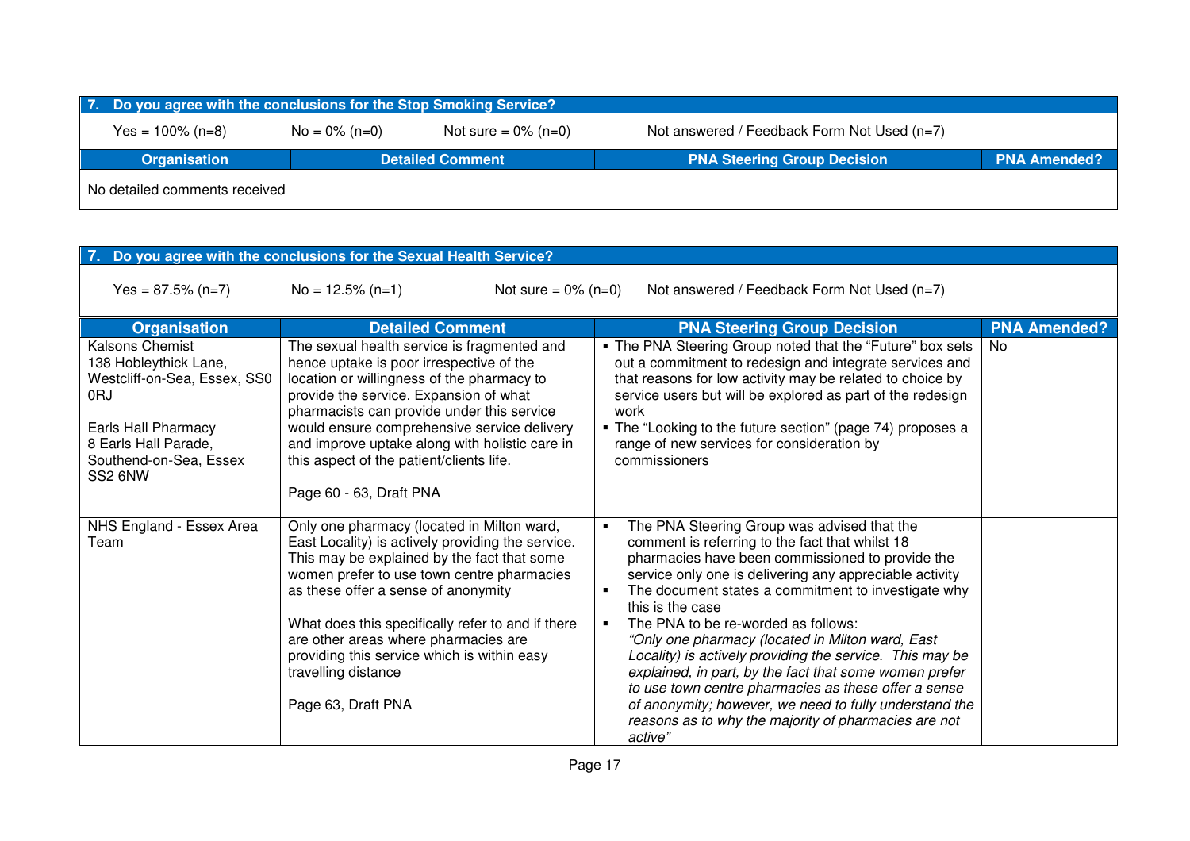## 7. Do you agree with the conclusions for the Stop Smoking Service?

Yes = 100% (n=8) | No = 0% (n=0) | Not sure = 0% (n=0) | Not answered / Feedback Form Not Used (n=7)

| Organisation | Detailed Comment | PNA Steering Group Decision | PNA Amended? |
|---|---|---|---|
| No detailed comments received | | | |

## 7. Do you agree with the conclusions for the Sexual Health Service?

Yes = 87.5% (n=7) | No = 12.5% (n=1) | Not sure = 0% (n=0) | Not answered / Feedback Form Not Used (n=7)

| Organisation | Detailed Comment | PNA Steering Group Decision | PNA Amended? |
|---|---|---|---|
| Kalsons Chemist<br>138 Hobleythick Lane, Westcliff-on-Sea, Essex, SS0 0RJ<br><br>Earls Hall Pharmacy<br>8 Earls Hall Parade, Southend-on-Sea, Essex SS2 6NW | The sexual health service is fragmented and hence uptake is poor irrespective of the location or willingness of the pharmacy to provide the service. Expansion of what pharmacists can provide under this service would ensure comprehensive service delivery and improve uptake along with holistic care in this aspect of the patient/clients life.<br><br>Page 60 - 63, Draft PNA | ▪ The PNA Steering Group noted that the "Future" box sets out a commitment to redesign and integrate services and that reasons for low activity may be related to choice by service users but will be explored as part of the redesign work<br>▪ The "Looking to the future section" (page 74) proposes a range of new services for consideration by commissioners | No |
| NHS England - Essex Area Team | Only one pharmacy (located in Milton ward, East Locality) is actively providing the service. This may be explained by the fact that some women prefer to use town centre pharmacies as these offer a sense of anonymity<br><br>What does this specifically refer to and if there are other areas where pharmacies are providing this service which is within easy travelling distance<br><br>Page 63, Draft PNA | ▪ The PNA Steering Group was advised that the comment is referring to the fact that whilst 18 pharmacies have been commissioned to provide the service only one is delivering any appreciable activity<br>▪ The document states a commitment to investigate why this is the case<br>▪ The PNA to be re-worded as follows: *"Only one pharmacy (located in Milton ward, East Locality) is actively providing the service. This may be explained, in part, by the fact that some women prefer to use town centre pharmacies as these offer a sense of anonymity; however, we need to fully understand the reasons as to why the majority of pharmacies are not active"* | |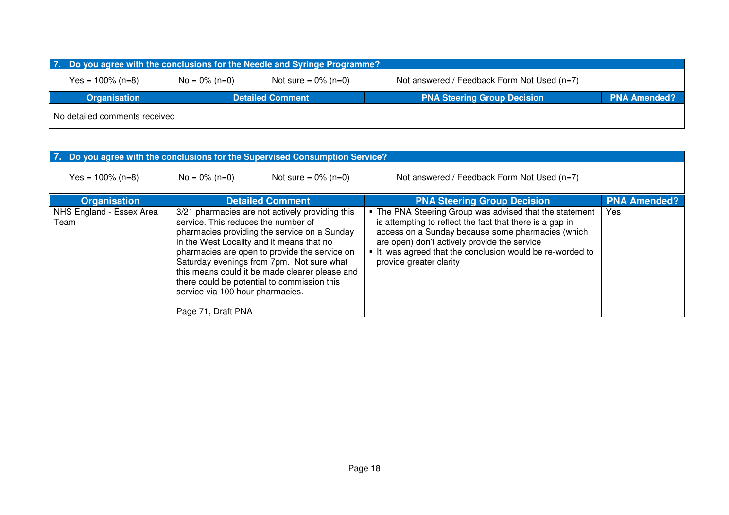**7. Do you agree with the conclusions for the Needle and Syringe Programme?**

Yes = 100% (n=8) No = 0% (n=0) Not sure = 0% (n=0) Not answered / Feedback Form Not Used (n=7)

| Organisation | Detailed Comment | PNA Steering Group Decision | PNA Amended? |
|---|---|---|---|
| No detailed comments received | | | |

**7. Do you agree with the conclusions for the Supervised Consumption Service?**

Yes = 100% (n=8) No = 0% (n=0) Not sure = 0% (n=0) Not answered / Feedback Form Not Used (n=7)

| Organisation | Detailed Comment | PNA Steering Group Decision | PNA Amended? |
|---|---|---|---|
| NHS England - Essex Area Team | 3/21 pharmacies are not actively providing this service. This reduces the number of pharmacies providing the service on a Sunday in the West Locality and it means that no pharmacies are open to provide the service on Saturday evenings from 7pm. Not sure what this means could it be made clearer please and there could be potential to commission this service via 100 hour pharmacies.<br><br>Page 71, Draft PNA | ▪ The PNA Steering Group was advised that the statement is attempting to reflect the fact that there is a gap in access on a Sunday because some pharmacies (which are open) don't actively provide the service<br>▪ It was agreed that the conclusion would be re-worded to provide greater clarity | Yes |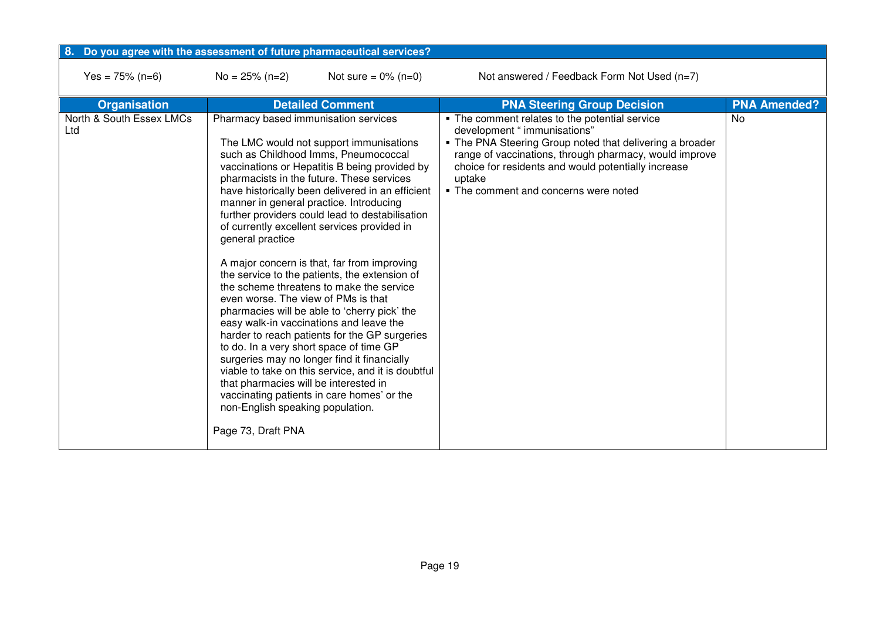**8. Do you agree with the assessment of future pharmaceutical services?**

Yes = 75% (n=6) No = 25% (n=2) Not sure = 0% (n=0) Not answered / Feedback Form Not Used (n=7)

| Organisation | Detailed Comment | PNA Steering Group Decision | PNA Amended? |
|---|---|---|---|
| North & South Essex LMCs Ltd | Pharmacy based immunisation services<br><br>The LMC would not support immunisations such as Childhood Imms, Pneumococcal vaccinations or Hepatitis B being provided by pharmacists in the future. These services have historically been delivered in an efficient manner in general practice. Introducing further providers could lead to destabilisation of currently excellent services provided in general practice<br><br>A major concern is that, far from improving the service to the patients, the extension of the scheme threatens to make the service even worse. The view of PMs is that pharmacies will be able to 'cherry pick' the easy walk-in vaccinations and leave the harder to reach patients for the GP surgeries to do. In a very short space of time GP surgeries may no longer find it financially viable to take on this service, and it is doubtful that pharmacies will be interested in vaccinating patients in care homes' or the non-English speaking population.<br><br>Page 73, Draft PNA | ▪ The comment relates to the potential service development " immunisations"<br>▪ The PNA Steering Group noted that delivering a broader range of vaccinations, through pharmacy, would improve choice for residents and would potentially increase uptake<br>▪ The comment and concerns were noted | No |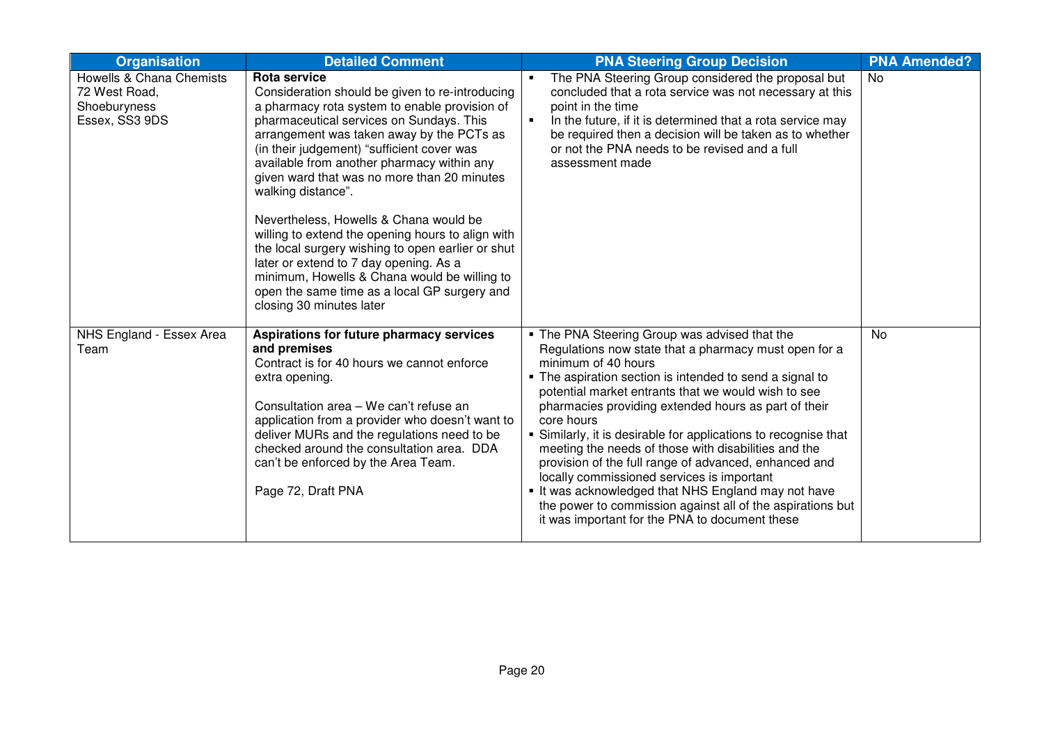| Organisation | Detailed Comment | PNA Steering Group Decision | PNA Amended? |
|---|---|---|---|
| Howells & Chana Chemists 72 West Road, Shoeburyness Essex, SS3 9DS | **Rota service**<br>Consideration should be given to re-introducing a pharmacy rota system to enable provision of pharmaceutical services on Sundays. This arrangement was taken away by the PCTs as (in their judgement) "sufficient cover was available from another pharmacy within any given ward that was no more than 20 minutes walking distance".<br><br>Nevertheless, Howells & Chana would be willing to extend the opening hours to align with the local surgery wishing to open earlier or shut later or extend to 7 day opening. As a minimum, Howells & Chana would be willing to open the same time as a local GP surgery and closing 30 minutes later | ▪ The PNA Steering Group considered the proposal but concluded that a rota service was not necessary at this point in the time<br>▪ In the future, if it is determined that a rota service may be required then a decision will be taken as to whether or not the PNA needs to be revised and a full assessment made | No |
| NHS England - Essex Area Team | **Aspirations for future pharmacy services and premises**<br>Contract is for 40 hours we cannot enforce extra opening.<br><br>Consultation area – We can't refuse an application from a provider who doesn't want to deliver MURs and the regulations need to be checked around the consultation area. DDA can't be enforced by the Area Team.<br><br>Page 72, Draft PNA | ▪ The PNA Steering Group was advised that the Regulations now state that a pharmacy must open for a minimum of 40 hours<br>▪ The aspiration section is intended to send a signal to potential market entrants that we would wish to see pharmacies providing extended hours as part of their core hours<br>▪ Similarly, it is desirable for applications to recognise that meeting the needs of those with disabilities and the provision of the full range of advanced, enhanced and locally commissioned services is important<br>▪ It was acknowledged that NHS England may not have the power to commission against all of the aspirations but it was important for the PNA to document these | No |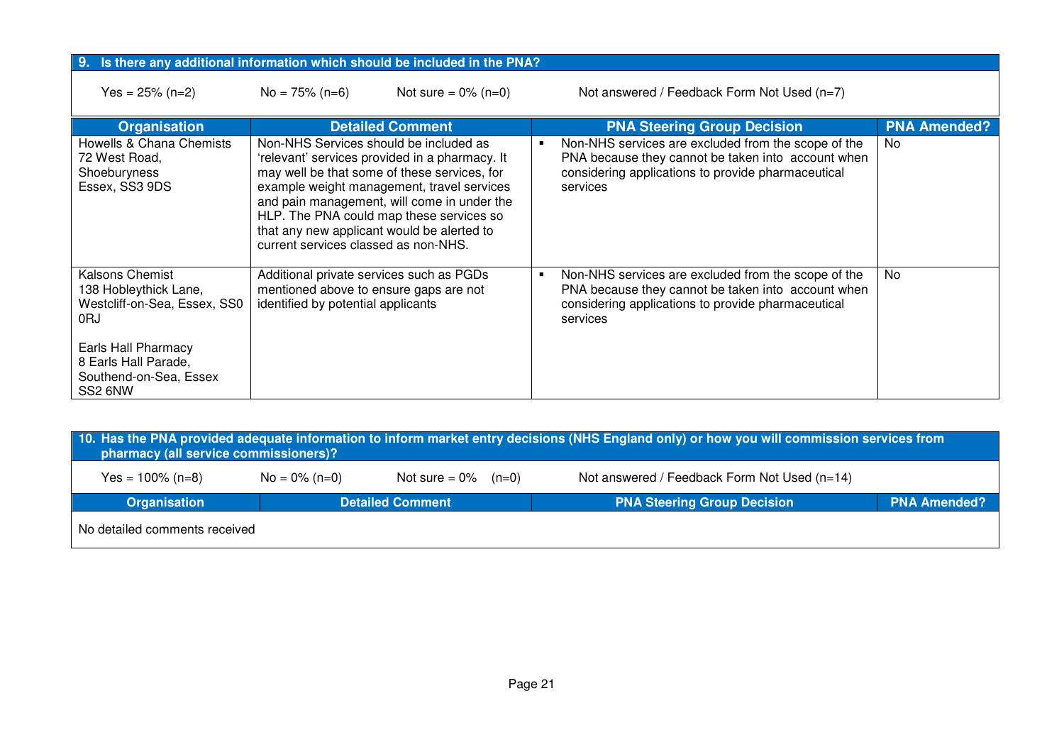## 9. Is there any additional information which should be included in the PNA?

Yes = 25% (n=2) No = 75% (n=6) Not sure = 0% (n=0) Not answered / Feedback Form Not Used (n=7)

| Organisation | Detailed Comment | PNA Steering Group Decision | PNA Amended? |
|---|---|---|---|
| Howells & Chana Chemists<br>72 West Road,<br>Shoeburyness<br>Essex, SS3 9DS | Non-NHS Services should be included as 'relevant' services provided in a pharmacy. It may well be that some of these services, for example weight management, travel services and pain management, will come in under the HLP. The PNA could map these services so that any new applicant would be alerted to current services classed as non-NHS. | ▪ Non-NHS services are excluded from the scope of the PNA because they cannot be taken into account when considering applications to provide pharmaceutical services | No |
| Kalsons Chemist<br>138 Hobleythick Lane,<br>Westcliff-on-Sea, Essex, SS0 0RJ<br><br>Earls Hall Pharmacy<br>8 Earls Hall Parade,<br>Southend-on-Sea, Essex<br>SS2 6NW | Additional private services such as PGDs mentioned above to ensure gaps are not identified by potential applicants | ▪ Non-NHS services are excluded from the scope of the PNA because they cannot be taken into account when considering applications to provide pharmaceutical services | No |

## 10. Has the PNA provided adequate information to inform market entry decisions (NHS England only) or how you will commission services from pharmacy (all service commissioners)?

Yes = 100% (n=8) No = 0% (n=0) Not sure = 0% (n=0) Not answered / Feedback Form Not Used (n=14)

| Organisation | Detailed Comment | PNA Steering Group Decision | PNA Amended? |
|---|---|---|---|
| No detailed comments received | | | |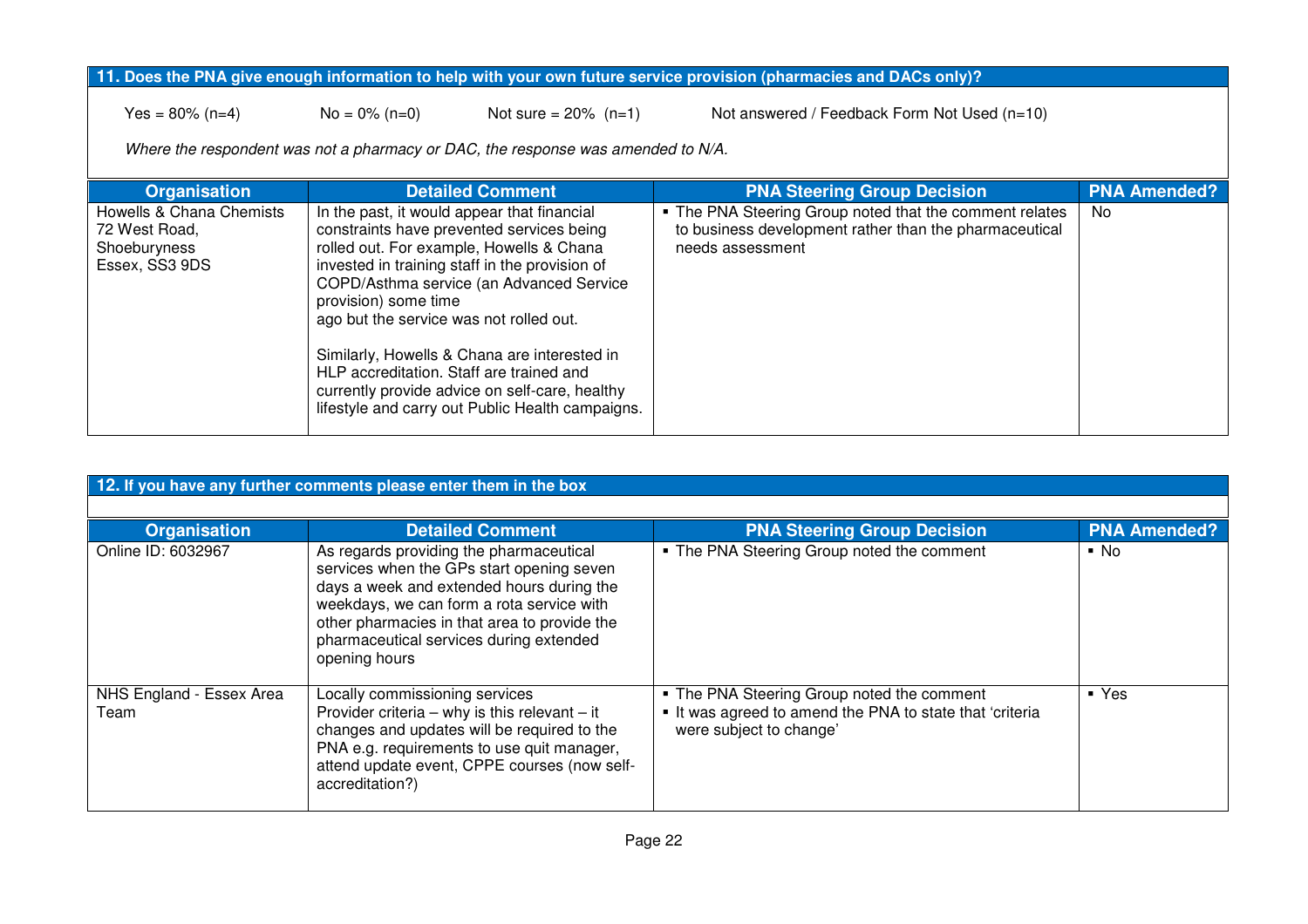## 11. Does the PNA give enough information to help with your own future service provision (pharmacies and DACs only)?

Yes = 80% (n=4) No = 0% (n=0) Not sure = 20% (n=1) Not answered / Feedback Form Not Used (n=10)

*Where the respondent was not a pharmacy or DAC, the response was amended to N/A.*

| Organisation | Detailed Comment | PNA Steering Group Decision | PNA Amended? |
|---|---|---|---|
| Howells & Chana Chemists 72 West Road, Shoeburyness Essex, SS3 9DS | In the past, it would appear that financial constraints have prevented services being rolled out. For example, Howells & Chana invested in training staff in the provision of COPD/Asthma service (an Advanced Service provision) some time ago but the service was not rolled out.<br><br>Similarly, Howells & Chana are interested in HLP accreditation. Staff are trained and currently provide advice on self-care, healthy lifestyle and carry out Public Health campaigns. | ▪ The PNA Steering Group noted that the comment relates to business development rather than the pharmaceutical needs assessment | No |

## 12. If you have any further comments please enter them in the box

| Organisation | Detailed Comment | PNA Steering Group Decision | PNA Amended? |
|---|---|---|---|
| Online ID: 6032967 | As regards providing the pharmaceutical services when the GPs start opening seven days a week and extended hours during the weekdays, we can form a rota service with other pharmacies in that area to provide the pharmaceutical services during extended opening hours | ▪ The PNA Steering Group noted the comment | ▪ No |
| NHS England - Essex Area Team | Locally commissioning services<br>Provider criteria – why is this relevant – it changes and updates will be required to the PNA e.g. requirements to use quit manager, attend update event, CPPE courses (now self-accreditation?) | ▪ The PNA Steering Group noted the comment<br>▪ It was agreed to amend the PNA to state that 'criteria were subject to change' | ▪ Yes |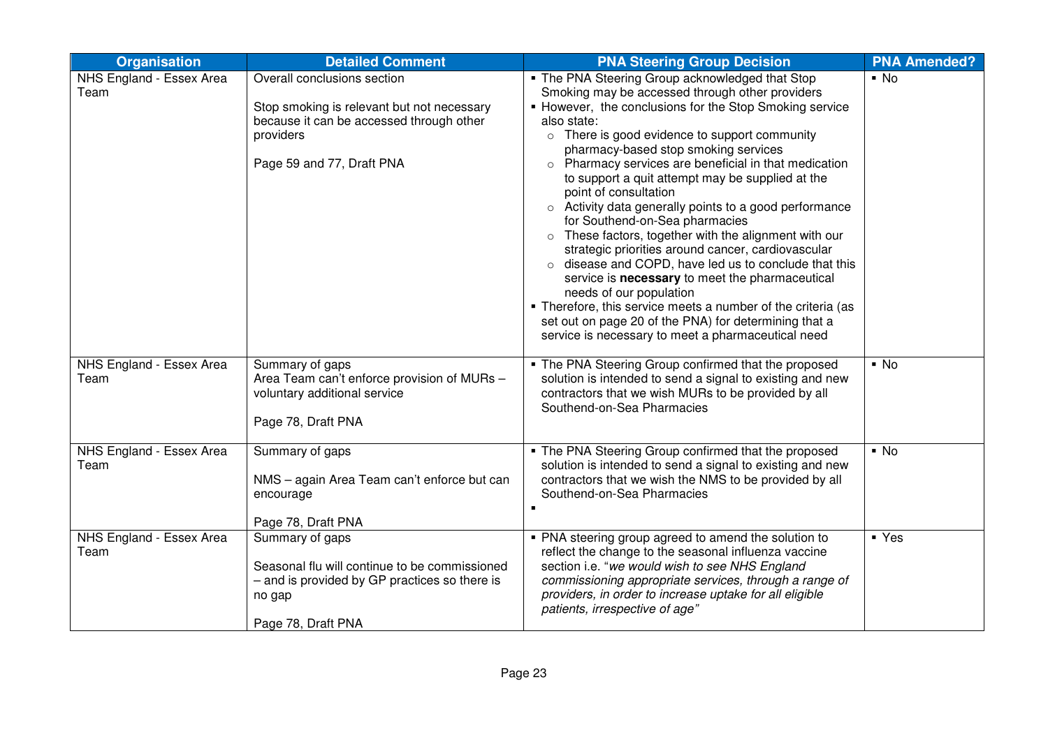| Organisation | Detailed Comment | PNA Steering Group Decision | PNA Amended? |
|---|---|---|---|
| NHS England - Essex Area Team | Overall conclusions section<br><br>Stop smoking is relevant but not necessary because it can be accessed through other providers<br><br>Page 59 and 77, Draft PNA | ▪ The PNA Steering Group acknowledged that Stop Smoking may be accessed through other providers<br>▪ However, the conclusions for the Stop Smoking service also state:<br>○ There is good evidence to support community pharmacy-based stop smoking services<br>○ Pharmacy services are beneficial in that medication to support a quit attempt may be supplied at the point of consultation<br>○ Activity data generally points to a good performance for Southend-on-Sea pharmacies<br>○ These factors, together with the alignment with our strategic priorities around cancer, cardiovascular<br>○ disease and COPD, have led us to conclude that this service is **necessary** to meet the pharmaceutical needs of our population<br>▪ Therefore, this service meets a number of the criteria (as set out on page 20 of the PNA) for determining that a service is necessary to meet a pharmaceutical need | ▪ No |
| NHS England - Essex Area Team | Summary of gaps<br>Area Team can't enforce provision of MURs – voluntary additional service<br><br>Page 78, Draft PNA | ▪ The PNA Steering Group confirmed that the proposed solution is intended to send a signal to existing and new contractors that we wish MURs to be provided by all Southend-on-Sea Pharmacies | ▪ No |
| NHS England - Essex Area Team | Summary of gaps<br><br>NMS – again Area Team can't enforce but can encourage<br><br>Page 78, Draft PNA | ▪ The PNA Steering Group confirmed that the proposed solution is intended to send a signal to existing and new contractors that we wish the NMS to be provided by all Southend-on-Sea Pharmacies<br>▪ | ▪ No |
| NHS England - Essex Area Team | Summary of gaps<br><br>Seasonal flu will continue to be commissioned – and is provided by GP practices so there is no gap<br><br>Page 78, Draft PNA | ▪ PNA steering group agreed to amend the solution to reflect the change to the seasonal influenza vaccine section i.e. "*we would wish to see NHS England commissioning appropriate services, through a range of providers, in order to increase uptake for all eligible patients, irrespective of age*" | ▪ Yes |